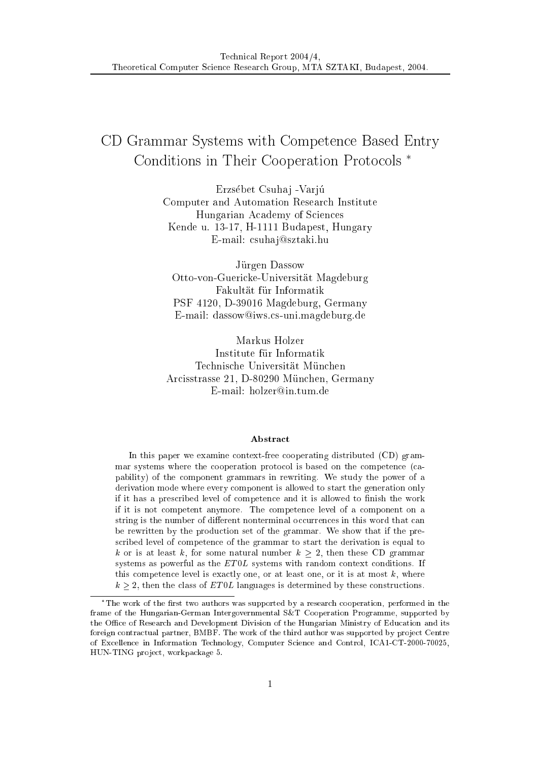Technical Report 2004/4,
Theoretical Computer Science Research Group, MTA SZTAKI, Budapest, 2004.

# CD Grammar Systems with Competence Based Entry Conditions in Their Cooperation Protocols *

Erzsébet Csuhaj -Varjú
Computer and Automation Research Institute
Hungarian Academy of Sciences
Kende u. 13-17, H-1111 Budapest, Hungary
E-mail: csuhaj@sztaki.hu

Jürgen Dassow
Otto-von-Guericke-Universität Magdeburg
Fakultät für Informatik
PSF 4120, D-39016 Magdeburg, Germany
E-mail: dassow@iws.cs-uni.magdeburg.de

Markus Holzer
Institute für Informatik
Technische Universität München
Arcisstrasse 21, D-80290 München, Germany
E-mail: holzer@in.tum.de

### Abstract

In this paper we examine context-free cooperating distributed (CD) grammar systems where the cooperation protocol is based on the competence (capability) of the component grammars in rewriting. We study the power of a derivation mode where every component is allowed to start the generation only if it has a prescribed level of competence and it is allowed to finish the work if it is not competent anymore. The competence level of a component on a string is the number of different nonterminal occurrences in this word that can be rewritten by the production set of the grammar. We show that if the prescribed level of competence of the grammar to start the derivation is equal to $k$ or is at least $k$, for some natural number $k \geq 2$, then these CD grammar systems as powerful as the $ET0L$ systems with random context conditions. If this competence level is exactly one, or at least one, or it is at most $k$, where $k \geq 2$, then the class of $ET0L$ languages is determined by these constructions.

---

*The work of the first two authors was supported by a research cooperation, performed in the frame of the Hungarian-German Intergovernmental S&T Cooperation Programme, supported by the Office of Research and Development Division of the Hungarian Ministry of Education and its foreign contractual partner, BMBF. The work of the third author was supported by project Centre of Excellence in Information Technology, Computer Science and Control, ICA1-CT-2000-70025, HUN-TING project, workpackage 5.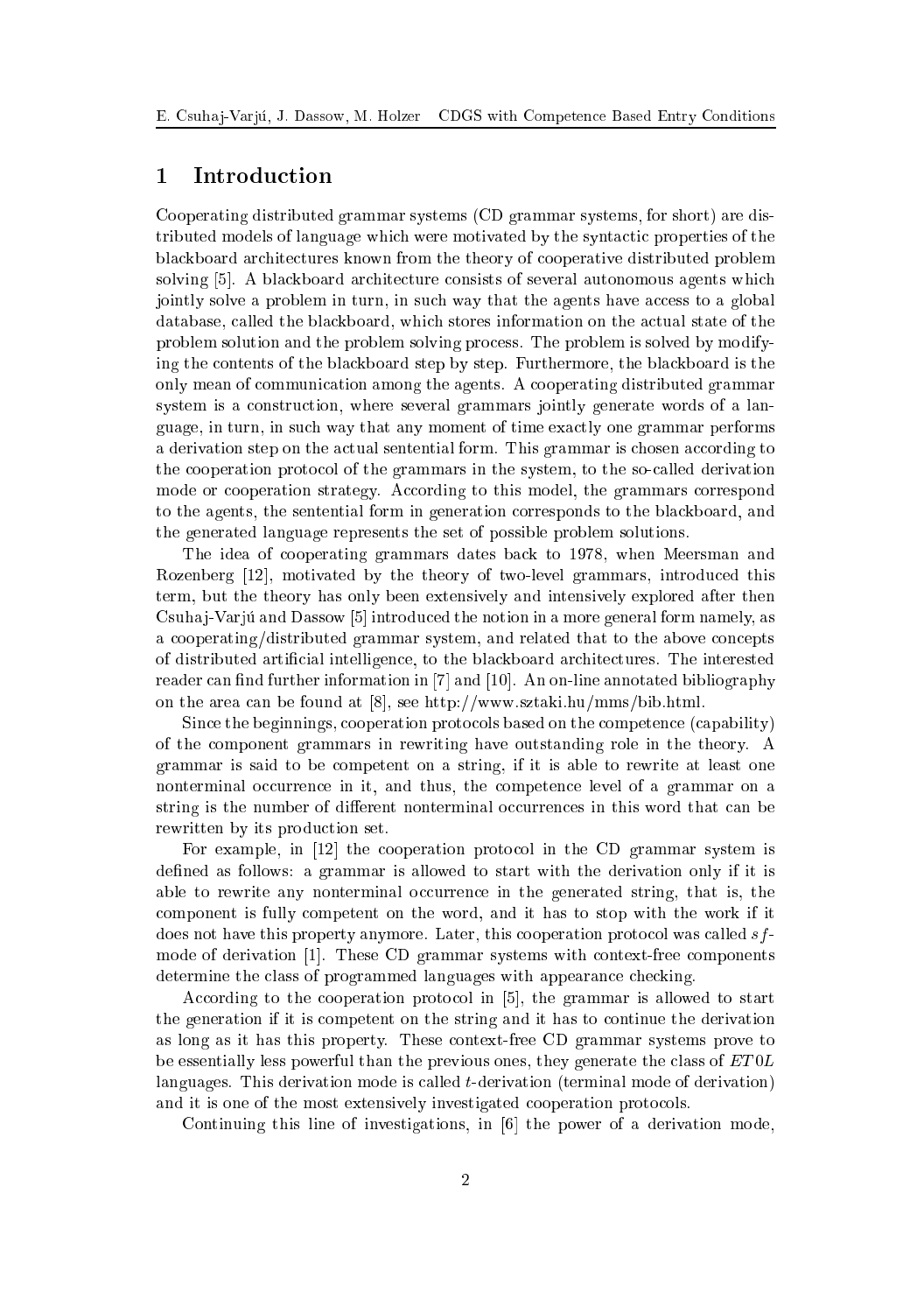# 1 Introduction

Cooperating distributed grammar systems (CD grammar systems, for short) are distributed models of language which were motivated by the syntactic properties of the blackboard architectures known from the theory of cooperative distributed problem solving [5]. A blackboard architecture consists of several autonomous agents which jointly solve a problem in turn, in such way that the agents have access to a global database, called the blackboard, which stores information on the actual state of the problem solution and the problem solving process. The problem is solved by modifying the contents of the blackboard step by step. Furthermore, the blackboard is the only mean of communication among the agents. A cooperating distributed grammar system is a construction, where several grammars jointly generate words of a language, in turn, in such way that any moment of time exactly one grammar performs a derivation step on the actual sentential form. This grammar is chosen according to the cooperation protocol of the grammars in the system, to the so-called derivation mode or cooperation strategy. According to this model, the grammars correspond to the agents, the sentential form in generation corresponds to the blackboard, and the generated language represents the set of possible problem solutions.

The idea of cooperating grammars dates back to 1978, when Meersman and Rozenberg [12], motivated by the theory of two-level grammars, introduced this term, but the theory has only been extensively and intensively explored after then Csuhaj-Varjú and Dassow [5] introduced the notion in a more general form namely, as a cooperating/distributed grammar system, and related that to the above concepts of distributed artificial intelligence, to the blackboard architectures. The interested reader can find further information in [7] and [10]. An on-line annotated bibliography on the area can be found at [8], see http://www.sztaki.hu/mms/bib.html.

Since the beginnings, cooperation protocols based on the competence (capability) of the component grammars in rewriting have outstanding role in the theory. A grammar is said to be competent on a string, if it is able to rewrite at least one nonterminal occurrence in it, and thus, the competence level of a grammar on a string is the number of different nonterminal occurrences in this word that can be rewritten by its production set.

For example, in [12] the cooperation protocol in the CD grammar system is defined as follows: a grammar is allowed to start with the derivation only if it is able to rewrite any nonterminal occurrence in the generated string, that is, the component is fully competent on the word, and it has to stop with the work if it does not have this property anymore. Later, this cooperation protocol was called $sf$-mode of derivation [1]. These CD grammar systems with context-free components determine the class of programmed languages with appearance checking.

According to the cooperation protocol in [5], the grammar is allowed to start the generation if it is competent on the string and it has to continue the derivation as long as it has this property. These context-free CD grammar systems prove to be essentially less powerful than the previous ones, they generate the class of $ET0L$ languages. This derivation mode is called $t$-derivation (terminal mode of derivation) and it is one of the most extensively investigated cooperation protocols.

Continuing this line of investigations, in [6] the power of a derivation mode,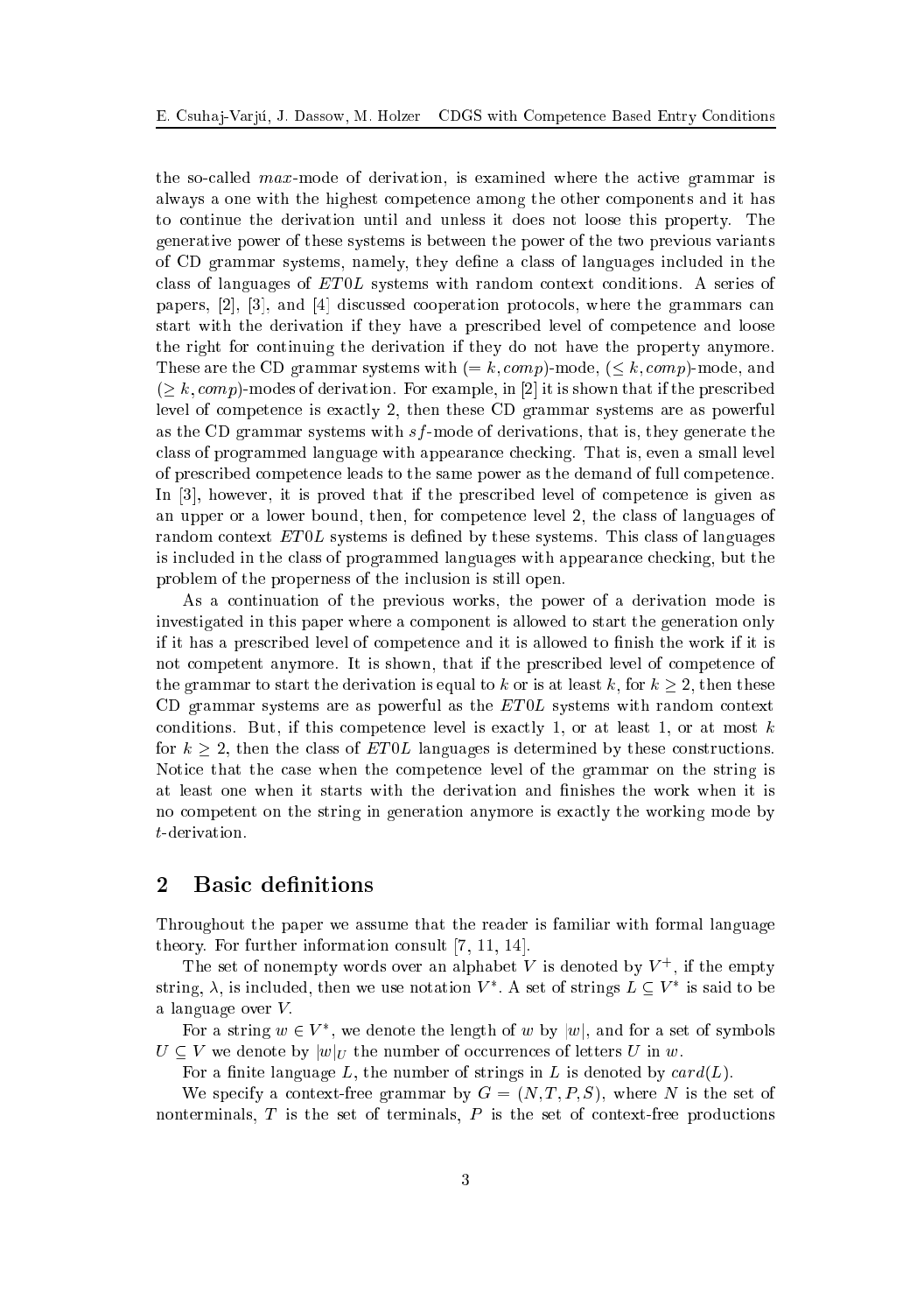the so-called *max*-mode of derivation, is examined where the active grammar is always a one with the highest competence among the other components and it has to continue the derivation until and unless it does not loose this property. The generative power of these systems is between the power of the two previous variants of CD grammar systems, namely, they define a class of languages included in the class of languages of $ET0L$ systems with random context conditions. A series of papers, [2], [3], and [4] discussed cooperation protocols, where the grammars can start with the derivation if they have a prescribed level of competence and loose the right for continuing the derivation if they do not have the property anymore. These are the CD grammar systems with $(= k, comp)$-mode, $(\leq k, comp)$-mode, and $(\geq k, comp)$-modes of derivation. For example, in [2] it is shown that if the prescribed level of competence is exactly 2, then these CD grammar systems are as powerful as the CD grammar systems with $sf$-mode of derivations, that is, they generate the class of programmed language with appearance checking. That is, even a small level of prescribed competence leads to the same power as the demand of full competence. In [3], however, it is proved that if the prescribed level of competence is given as an upper or a lower bound, then, for competence level 2, the class of languages of random context $ET0L$ systems is defined by these systems. This class of languages is included in the class of programmed languages with appearance checking, but the problem of the properness of the inclusion is still open.

As a continuation of the previous works, the power of a derivation mode is investigated in this paper where a component is allowed to start the generation only if it has a prescribed level of competence and it is allowed to finish the work if it is not competent anymore. It is shown, that if the prescribed level of competence of the grammar to start the derivation is equal to $k$ or is at least $k$, for $k \geq 2$, then these CD grammar systems are as powerful as the $ET0L$ systems with random context conditions. But, if this competence level is exactly 1, or at least 1, or at most $k$ for $k \geq 2$, then the class of $ET0L$ languages is determined by these constructions. Notice that the case when the competence level of the grammar on the string is at least one when it starts with the derivation and finishes the work when it is no competent on the string in generation anymore is exactly the working mode by $t$-derivation.

## 2 Basic definitions

Throughout the paper we assume that the reader is familiar with formal language theory. For further information consult [7, 11, 14].

The set of nonempty words over an alphabet $V$ is denoted by $V^+$, if the empty string, $\lambda$, is included, then we use notation $V^*$. A set of strings $L \subseteq V^*$ is said to be a language over $V$.

For a string $w \in V^*$, we denote the length of $w$ by $|w|$, and for a set of symbols $U \subseteq V$ we denote by $|w|_U$ the number of occurrences of letters $U$ in $w$.

For a finite language $L$, the number of strings in $L$ is denoted by $card(L)$.

We specify a context-free grammar by $G = (N, T, P, S)$, where $N$ is the set of nonterminals, $T$ is the set of terminals, $P$ is the set of context-free productions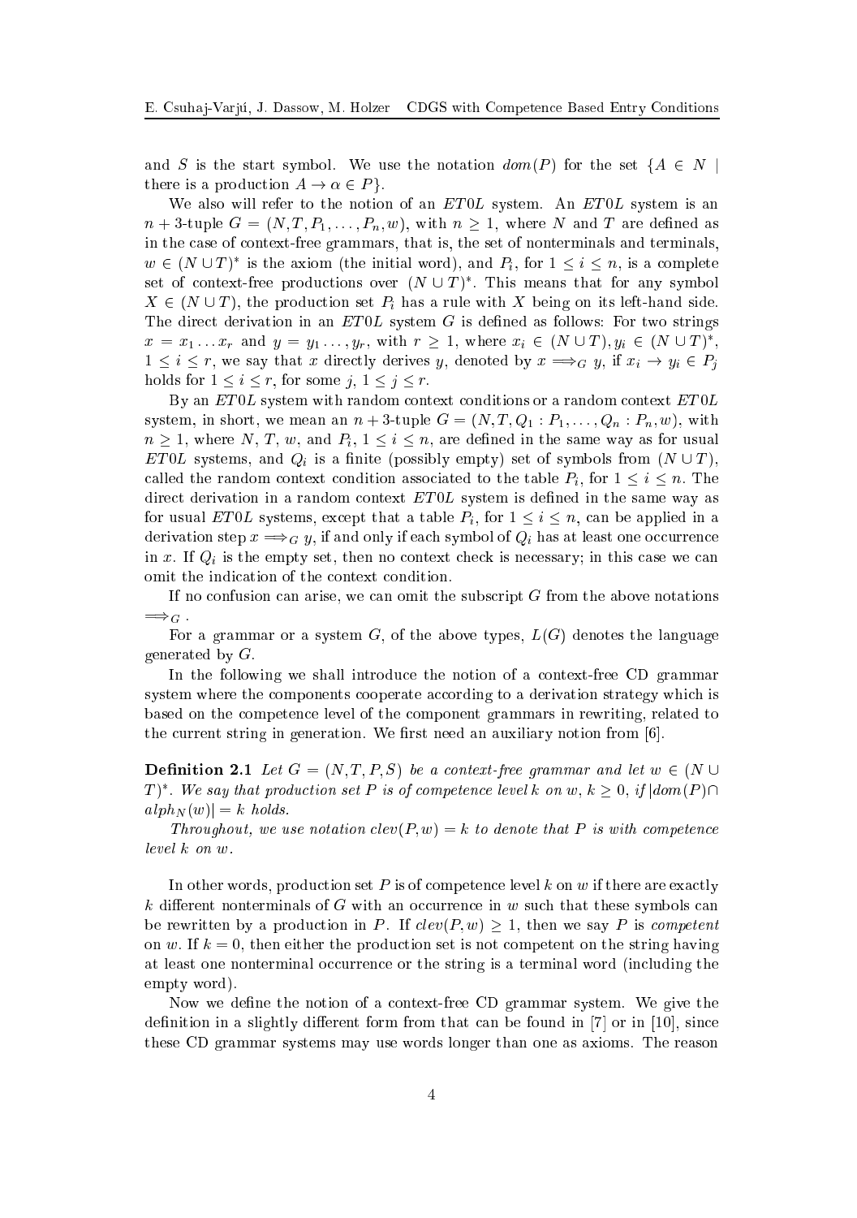and $S$ is the start symbol. We use the notation $dom(P)$ for the set $\{A \in N \mid$ there is a production $A \to \alpha \in P\}$.

We also will refer to the notion of an $ET0L$ system. An $ET0L$ system is an $n+3$-tuple $G = (N, T, P_1, \ldots, P_n, w)$, with $n \geq 1$, where $N$ and $T$ are defined as in the case of context-free grammars, that is, the set of nonterminals and terminals, $w \in (N \cup T)^*$ is the axiom (the initial word), and $P_i$, for $1 \leq i \leq n$, is a complete set of context-free productions over $(N \cup T)^*$. This means that for any symbol $X \in (N \cup T)$, the production set $P_i$ has a rule with $X$ being on its left-hand side. The direct derivation in an $ET0L$ system $G$ is defined as follows: For two strings $x = x_1 \ldots x_r$ and $y = y_1 \ldots, y_r$, with $r \geq 1$, where $x_i \in (N \cup T), y_i \in (N \cup T)^*$, $1 \leq i \leq r$, we say that $x$ directly derives $y$, denoted by $x \Longrightarrow_G y$, if $x_i \to y_i \in P_j$ holds for $1 \leq i \leq r$, for some $j$, $1 \leq j \leq r$.

By an $ET0L$ system with random context conditions or a random context $ET0L$ system, in short, we mean an $n+3$-tuple $G = (N, T, Q_1 : P_1, \ldots, Q_n : P_n, w)$, with $n \geq 1$, where $N$, $T$, $w$, and $P_i$, $1 \leq i \leq n$, are defined in the same way as for usual $ET0L$ systems, and $Q_i$ is a finite (possibly empty) set of symbols from $(N \cup T)$, called the random context condition associated to the table $P_i$, for $1 \leq i \leq n$. The direct derivation in a random context $ET0L$ system is defined in the same way as for usual $ET0L$ systems, except that a table $P_i$, for $1 \leq i \leq n$, can be applied in a derivation step $x \Longrightarrow_G y$, if and only if each symbol of $Q_i$ has at least one occurrence in $x$. If $Q_i$ is the empty set, then no context check is necessary; in this case we can omit the indication of the context condition.

If no confusion can arise, we can omit the subscript $G$ from the above notations $\Longrightarrow_G$.

For a grammar or a system $G$, of the above types, $L(G)$ denotes the language generated by $G$.

In the following we shall introduce the notion of a context-free CD grammar system where the components cooperate according to a derivation strategy which is based on the competence level of the component grammars in rewriting, related to the current string in generation. We first need an auxiliary notion from [6].

**Definition 2.1** *Let $G = (N, T, P, S)$ be a context-free grammar and let $w \in (N \cup T)^*$. We say that production set $P$ is of competence level $k$ on $w$, $k \geq 0$, if $|dom(P) \cap alph_N(w)| = k$ holds.*

*Throughout, we use notation $clev(P, w) = k$ to denote that $P$ is with competence level $k$ on $w$.*

In other words, production set $P$ is of competence level $k$ on $w$ if there are exactly $k$ different nonterminals of $G$ with an occurrence in $w$ such that these symbols can be rewritten by a production in $P$. If $clev(P, w) \geq 1$, then we say $P$ is *competent* on $w$. If $k = 0$, then either the production set is not competent on the string having at least one nonterminal occurrence or the string is a terminal word (including the empty word).

Now we define the notion of a context-free CD grammar system. We give the definition in a slightly different form from that can be found in [7] or in [10], since these CD grammar systems may use words longer than one as axioms. The reason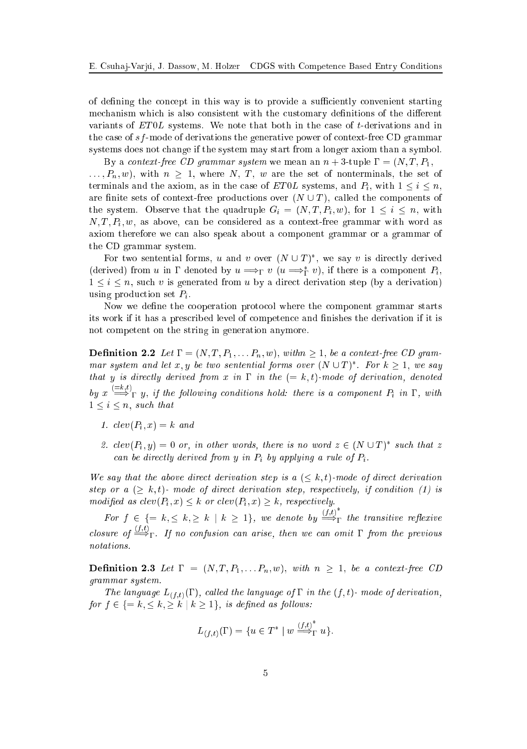of defining the concept in this way is to provide a sufficiently convenient starting mechanism which is also consistent with the customary definitions of the different variants of $ET0L$ systems. We note that both in the case of $t$-derivations and in the case of $sf$-mode of derivations the generative power of context-free CD grammar systems does not change if the system may start from a longer axiom than a symbol.

By a *context-free CD grammar system* we mean an $n+3$-tuple $\Gamma = (N, T, P_1, \ldots, P_n, w)$, with $n \geq 1$, where $N$, $T$, $w$ are the set of nonterminals, the set of terminals and the axiom, as in the case of $ET0L$ systems, and $P_i$, with $1 \leq i \leq n$, are finite sets of context-free productions over $(N \cup T)$, called the components of the system. Observe that the quadruple $G_i = (N, T, P_i, w)$, for $1 \leq i \leq n$, with $N, T, P_i, w$, as above, can be considered as a context-free grammar with word as axiom therefore we can also speak about a component grammar or a grammar of the CD grammar system.

For two sentential forms, $u$ and $v$ over $(N \cup T)^*$, we say $v$ is directly derived (derived) from $u$ in $\Gamma$ denoted by $u \Longrightarrow_\Gamma v$ ($u \Longrightarrow_\Gamma^* v$), if there is a component $P_i$, $1 \leq i \leq n$, such $v$ is generated from $u$ by a direct derivation step (by a derivation) using production set $P_i$.

Now we define the cooperation protocol where the component grammar starts its work if it has a prescribed level of competence and finishes the derivation if it is not competent on the string in generation anymore.

**Definition 2.2** *Let $\Gamma = (N, T, P_1, \ldots P_n, w)$, with $n \geq 1$, be a context-free CD grammar system and let $x, y$ be two sentential forms over $(N \cup T)^*$. For $k \geq 1$, we say that $y$ is directly derived from $x$ in $\Gamma$ in the $(=k, t)$-mode of derivation, denoted by $x \overset{(=k,t)}{\Longrightarrow}_\Gamma y$, if the following conditions hold: there is a component $P_i$ in $\Gamma$, with $1 \leq i \leq n$, such that*

1. *$clev(P_i, x) = k$ and*
2. *$clev(P_i, y) = 0$ or, in other words, there is no word $z \in (N \cup T)^*$ such that $z$ can be directly derived from $y$ in $P_i$ by applying a rule of $P_i$.*

*We say that the above direct derivation step is a $(\leq k, t)$-mode of direct derivation step or a $(\geq k, t)$- mode of direct derivation step, respectively, if condition (1) is modified as $clev(P_i, x) \leq k$ or $clev(P_i, x) \geq k$, respectively.*

*For $f \in \{= k, \leq k, \geq k \mid k \geq 1\}$, we denote by $\overset{(f,t)}{\Longrightarrow}{}_\Gamma^*$ the transitive reflexive closure of $\overset{(f,t)}{\Longrightarrow}_\Gamma$. If no confusion can arise, then we can omit $\Gamma$ from the previous notations.*

**Definition 2.3** *Let $\Gamma = (N, T, P_1, \ldots P_n, w)$, with $n \geq 1$, be a context-free CD grammar system.*

*The language $L_{(f,t)}(\Gamma)$, called the language of $\Gamma$ in the $(f, t)$- mode of derivation, for $f \in \{= k, \leq k, \geq k \mid k \geq 1\}$, is defined as follows:*

$$L_{(f,t)}(\Gamma) = \{u \in T^* \mid w \overset{(f,t)}{\Longrightarrow}{}_\Gamma^* u\}.$$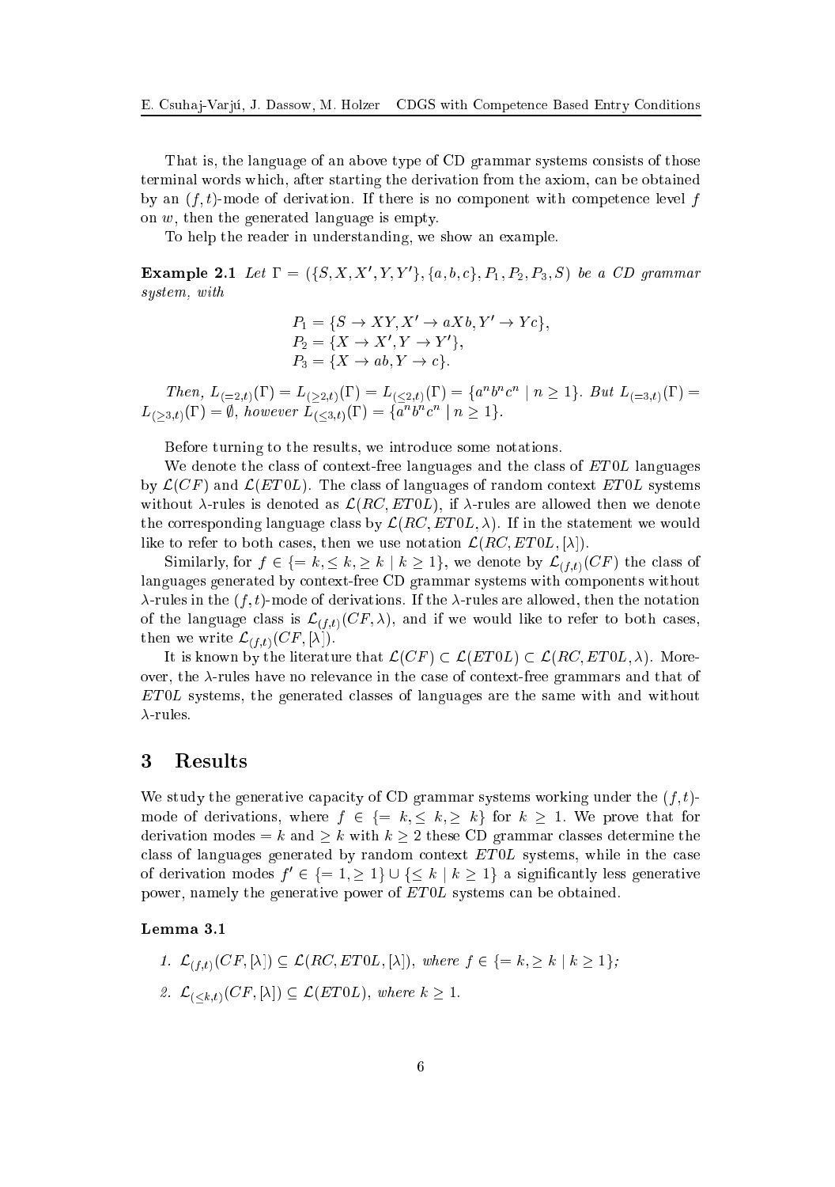That is, the language of an above type of CD grammar systems consists of those terminal words which, after starting the derivation from the axiom, can be obtained by an $(f, t)$-mode of derivation. If there is no component with competence level $f$ on $w$, then the generated language is empty.

To help the reader in understanding, we show an example.

**Example 2.1** *Let* $\Gamma = (\{S, X, X', Y, Y'\}, \{a, b, c\}, P_1, P_2, P_3, S)$ *be a CD grammar system, with*

$$P_1 = \{S \to XY, X' \to aXb, Y' \to Yc\},$$
$$P_2 = \{X \to X', Y \to Y'\},$$
$$P_3 = \{X \to ab, Y \to c\}.$$

*Then,* $L_{(=2,t)}(\Gamma) = L_{(\geq 2,t)}(\Gamma) = L_{(\leq 2,t)}(\Gamma) = \{a^n b^n c^n \mid n \geq 1\}$*. But* $L_{(=3,t)}(\Gamma) = L_{(\geq 3,t)}(\Gamma) = \emptyset$*, however* $L_{(\leq 3,t)}(\Gamma) = \{a^n b^n c^n \mid n \geq 1\}$*.*

Before turning to the results, we introduce some notations.

We denote the class of context-free languages and the class of $ET0L$ languages by $\mathcal{L}(CF)$ and $\mathcal{L}(ET0L)$. The class of languages of random context $ET0L$ systems without $\lambda$-rules is denoted as $\mathcal{L}(RC, ET0L)$, if $\lambda$-rules are allowed then we denote the corresponding language class by $\mathcal{L}(RC, ET0L, \lambda)$. If in the statement we would like to refer to both cases, then we use notation $\mathcal{L}(RC, ET0L, [\lambda])$.

Similarly, for $f \in \{= k, \leq k, \geq k \mid k \geq 1\}$, we denote by $\mathcal{L}_{(f,t)}(CF)$ the class of languages generated by context-free CD grammar systems with components without $\lambda$-rules in the $(f, t)$-mode of derivations. If the $\lambda$-rules are allowed, then the notation of the language class is $\mathcal{L}_{(f,t)}(CF, \lambda)$, and if we would like to refer to both cases, then we write $\mathcal{L}_{(f,t)}(CF, [\lambda])$.

It is known by the literature that $\mathcal{L}(CF) \subset \mathcal{L}(ET0L) \subset \mathcal{L}(RC, ET0L, \lambda)$. Moreover, the $\lambda$-rules have no relevance in the case of context-free grammars and that of $ET0L$ systems, the generated classes of languages are the same with and without $\lambda$-rules.

## 3 Results

We study the generative capacity of CD grammar systems working under the $(f, t)$-mode of derivations, where $f \in \{= k, \leq k, \geq k\}$ for $k \geq 1$. We prove that for derivation modes $= k$ and $\geq k$ with $k \geq 2$ these CD grammar classes determine the class of languages generated by random context $ET0L$ systems, while in the case of derivation modes $f' \in \{= 1, \geq 1\} \cup \{\leq k \mid k \geq 1\}$ a significantly less generative power, namely the generative power of $ET0L$ systems can be obtained.

**Lemma 3.1**

1. $\mathcal{L}_{(f,t)}(CF, [\lambda]) \subseteq \mathcal{L}(RC, ET0L, [\lambda])$*, where* $f \in \{= k, \geq k \mid k \geq 1\}$*;*
2. $\mathcal{L}_{(\leq k,t)}(CF, [\lambda]) \subseteq \mathcal{L}(ET0L)$*, where* $k \geq 1$*.*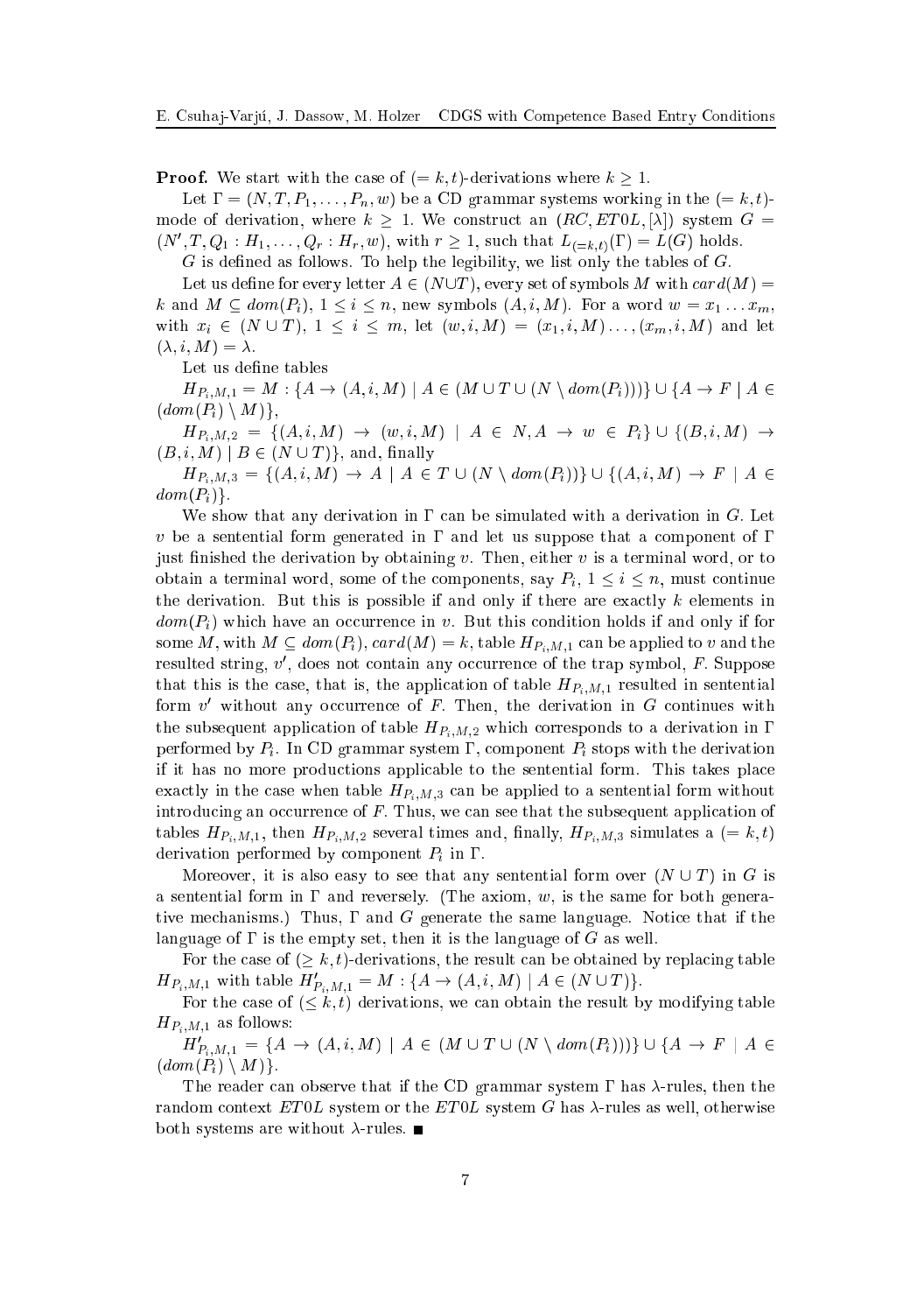**Proof.** We start with the case of $(= k, t)$-derivations where $k \geq 1$.

Let $\Gamma = (N, T, P_1, \ldots, P_n, w)$ be a CD grammar systems working in the $(= k, t)$-mode of derivation, where $k \geq 1$. We construct an $(RC, ET0L, [\lambda])$ system $G = (N', T, Q_1 : H_1, \ldots, Q_r : H_r, w)$, with $r \geq 1$, such that $L_{(=k,t)}(\Gamma) = L(G)$ holds.

$G$ is defined as follows. To help the legibility, we list only the tables of $G$.

Let us define for every letter $A \in (N \cup T)$, every set of symbols $M$ with $card(M) = k$ and $M \subseteq dom(P_i)$, $1 \leq i \leq n$, new symbols $(A, i, M)$. For a word $w = x_1 \ldots x_m$, with $x_i \in (N \cup T)$, $1 \leq i \leq m$, let $(w, i, M) = (x_1, i, M) \ldots (x_m, i, M)$ and let $(\lambda, i, M) = \lambda$.

Let us define tables

$H_{P_i,M,1} = M : \{A \to (A, i, M) \mid A \in (M \cup T \cup (N \setminus dom(P_i)))\} \cup \{A \to F \mid A \in (dom(P_i) \setminus M)\}$,

$H_{P_i,M,2} = \{(A, i, M) \to (w, i, M) \mid A \in N, A \to w \in P_i\} \cup \{(B, i, M) \to (B, i, M) \mid B \in (N \cup T)\}$, and, finally

$H_{P_i,M,3} = \{(A, i, M) \to A \mid A \in T \cup (N \setminus dom(P_i))\} \cup \{(A, i, M) \to F \mid A \in dom(P_i)\}$.

We show that any derivation in $\Gamma$ can be simulated with a derivation in $G$. Let $v$ be a sentential form generated in $\Gamma$ and let us suppose that a component of $\Gamma$ just finished the derivation by obtaining $v$. Then, either $v$ is a terminal word, or to obtain a terminal word, some of the components, say $P_i$, $1 \leq i \leq n$, must continue the derivation. But this is possible if and only if there are exactly $k$ elements in $dom(P_i)$ which have an occurrence in $v$. But this condition holds if and only if for some $M$, with $M \subseteq dom(P_i)$, $card(M) = k$, table $H_{P_i,M,1}$ can be applied to $v$ and the resulted string, $v'$, does not contain any occurrence of the trap symbol, $F$. Suppose that this is the case, that is, the application of table $H_{P_i,M,1}$ resulted in sentential form $v'$ without any occurrence of $F$. Then, the derivation in $G$ continues with the subsequent application of table $H_{P_i,M,2}$ which corresponds to a derivation in $\Gamma$ performed by $P_i$. In CD grammar system $\Gamma$, component $P_i$ stops with the derivation if it has no more productions applicable to the sentential form. This takes place exactly in the case when table $H_{P_i,M,3}$ can be applied to a sentential form without introducing an occurrence of $F$. Thus, we can see that the subsequent application of tables $H_{P_i,M,1}$, then $H_{P_i,M,2}$ several times and, finally, $H_{P_i,M,3}$ simulates a $(= k, t)$ derivation performed by component $P_i$ in $\Gamma$.

Moreover, it is also easy to see that any sentential form over $(N \cup T)$ in $G$ is a sentential form in $\Gamma$ and reversely. (The axiom, $w$, is the same for both generative mechanisms.) Thus, $\Gamma$ and $G$ generate the same language. Notice that if the language of $\Gamma$ is the empty set, then it is the language of $G$ as well.

For the case of $(\geq k, t)$-derivations, the result can be obtained by replacing table $H_{P_i,M,1}$ with table $H'_{P_i,M,1} = M : \{A \to (A, i, M) \mid A \in (N \cup T)\}$.

For the case of $(\leq k, t)$ derivations, we can obtain the result by modifying table $H_{P_i,M,1}$ as follows:

$H'_{P_i,M,1} = \{A \to (A, i, M) \mid A \in (M \cup T \cup (N \setminus dom(P_i)))\} \cup \{A \to F \mid A \in (dom(P_i) \setminus M)\}$.

The reader can observe that if the CD grammar system $\Gamma$ has $\lambda$-rules, then the random context $ET0L$ system or the $ET0L$ system $G$ has $\lambda$-rules as well, otherwise both systems are without $\lambda$-rules. ∎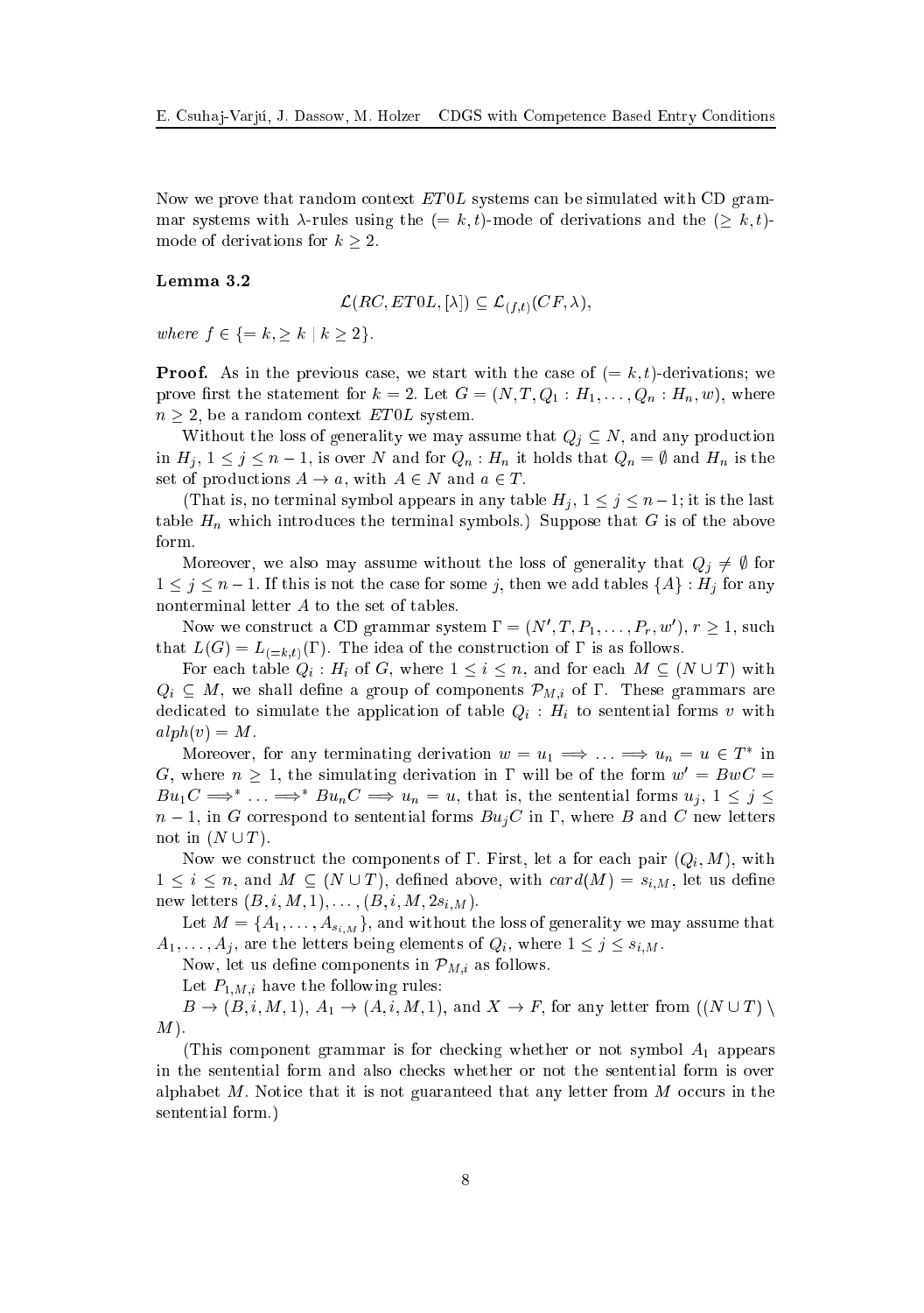Now we prove that random context $ET0L$ systems can be simulated with CD grammar systems with $\lambda$-rules using the $(= k, t)$-mode of derivations and the $(\geq k, t)$-mode of derivations for $k \geq 2$.

**Lemma 3.2**

$$\mathcal{L}(RC, ET0L, [\lambda]) \subseteq \mathcal{L}_{(f,t)}(CF, \lambda),$$

*where* $f \in \{= k, \geq k \mid k \geq 2\}$.

**Proof.** As in the previous case, we start with the case of $(= k, t)$-derivations; we prove first the statement for $k = 2$. Let $G = (N, T, Q_1 : H_1, \ldots, Q_n : H_n, w)$, where $n \geq 2$, be a random context $ET0L$ system.

Without the loss of generality we may assume that $Q_j \subseteq N$, and any production in $H_j$, $1 \leq j \leq n-1$, is over $N$ and for $Q_n : H_n$ it holds that $Q_n = \emptyset$ and $H_n$ is the set of productions $A \to a$, with $A \in N$ and $a \in T$.

(That is, no terminal symbol appears in any table $H_j$, $1 \leq j \leq n-1$; it is the last table $H_n$ which introduces the terminal symbols.) Suppose that $G$ is of the above form.

Moreover, we also may assume without the loss of generality that $Q_j \neq \emptyset$ for $1 \leq j \leq n-1$. If this is not the case for some $j$, then we add tables $\{A\} : H_j$ for any nonterminal letter $A$ to the set of tables.

Now we construct a CD grammar system $\Gamma = (N', T, P_1, \ldots, P_r, w')$, $r \geq 1$, such that $L(G) = L_{(=k,t)}(\Gamma)$. The idea of the construction of $\Gamma$ is as follows.

For each table $Q_i : H_i$ of $G$, where $1 \leq i \leq n$, and for each $M \subseteq (N \cup T)$ with $Q_i \subseteq M$, we shall define a group of components $\mathcal{P}_{M,i}$ of $\Gamma$. These grammars are dedicated to simulate the application of table $Q_i : H_i$ to sentential forms $v$ with $alph(v) = M$.

Moreover, for any terminating derivation $w = u_1 \Longrightarrow \ldots \Longrightarrow u_n = u \in T^*$ in $G$, where $n \geq 1$, the simulating derivation in $\Gamma$ will be of the form $w' = BwC = Bu_1C \Longrightarrow^* \ldots \Longrightarrow^* Bu_nC \Longrightarrow u_n = u$, that is, the sentential forms $u_j$, $1 \leq j \leq n-1$, in $G$ correspond to sentential forms $Bu_jC$ in $\Gamma$, where $B$ and $C$ new letters not in $(N \cup T)$.

Now we construct the components of $\Gamma$. First, let a for each pair $(Q_i, M)$, with $1 \leq i \leq n$, and $M \subseteq (N \cup T)$, defined above, with $card(M) = s_{i,M}$, let us define new letters $(B, i, M, 1), \ldots, (B, i, M, 2s_{i,M})$.

Let $M = \{A_1, \ldots, A_{s_{i,M}}\}$, and without the loss of generality we may assume that $A_1, \ldots, A_j$, are the letters being elements of $Q_i$, where $1 \leq j \leq s_{i,M}$.

Now, let us define components in $\mathcal{P}_{M,i}$ as follows.

Let $P_{1,M,i}$ have the following rules:

$B \to (B, i, M, 1)$, $A_1 \to (A, i, M, 1)$, and $X \to F$, for any letter from $((N \cup T) \setminus M)$.

(This component grammar is for checking whether or not symbol $A_1$ appears in the sentential form and also checks whether or not the sentential form is over alphabet $M$. Notice that it is not guaranteed that any letter from $M$ occurs in the sentential form.)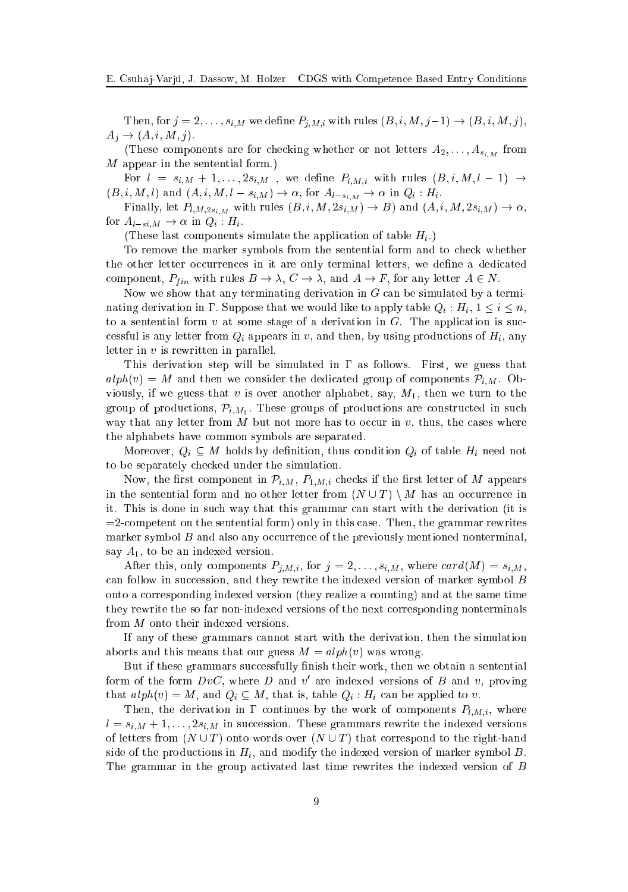Then, for $j = 2, \ldots, s_{i,M}$ we define $P_{j,M,i}$ with rules $(B, i, M, j-1) \rightarrow (B, i, M, j)$, $A_j \rightarrow (A, i, M, j)$.

(These components are for checking whether or not letters $A_2, \ldots, A_{s_{i,M}}$ from $M$ appear in the sentential form.)

For $l = s_{i,M} + 1, \ldots, 2s_{i,M}$ , we define $P_{l,M,i}$ with rules $(B, i, M, l-1) \rightarrow (B, i, M, l)$ and $(A, i, M, l - s_{i,M}) \rightarrow \alpha$, for $A_{l-s_{i,M}} \rightarrow \alpha$ in $Q_i : H_i$.

Finally, let $P_{l,M,2s_{i,M}}$ with rules $(B, i, M, 2s_{i,M}) \rightarrow B)$ and $(A, i, M, 2s_{i,M}) \rightarrow \alpha$, for $A_{l-si,M} \rightarrow \alpha$ in $Q_i : H_i$.

(These last components simulate the application of table $H_i$.)

To remove the marker symbols from the sentential form and to check whether the other letter occurrences in it are only terminal letters, we define a dedicated component, $P_{fin}$ with rules $B \rightarrow \lambda$, $C \rightarrow \lambda$, and $A \rightarrow F$, for any letter $A \in N$.

Now we show that any terminating derivation in $G$ can be simulated by a terminating derivation in $\Gamma$. Suppose that we would like to apply table $Q_i : H_i$, $1 \leq i \leq n$, to a sentential form $v$ at some stage of a derivation in $G$. The application is successful is any letter from $Q_i$ appears in $v$, and then, by using productions of $H_i$, any letter in $v$ is rewritten in parallel.

This derivation step will be simulated in $\Gamma$ as follows. First, we guess that $alph(v) = M$ and then we consider the dedicated group of components $\mathcal{P}_{i,M}$. Obviously, if we guess that $v$ is over another alphabet, say, $M_1$, then we turn to the group of productions, $\mathcal{P}_{i,M_1}$. These groups of productions are constructed in such way that any letter from $M$ but not more has to occur in $v$, thus, the cases where the alphabets have common symbols are separated.

Moreover, $Q_i \subseteq M$ holds by definition, thus condition $Q_i$ of table $H_i$ need not to be separately checked under the simulation.

Now, the first component in $\mathcal{P}_{i,M}$, $P_{1,M,i}$ checks if the first letter of $M$ appears in the sentential form and no other letter from $(N \cup T) \setminus M$ has an occurrence in it. This is done in such way that this grammar can start with the derivation (it is =2-competent on the sentential form) only in this case. Then, the grammar rewrites marker symbol $B$ and also any occurrence of the previously mentioned nonterminal, say $A_1$, to be an indexed version.

After this, only components $P_{j,M,i}$, for $j = 2, \ldots, s_{i,M}$, where $card(M) = s_{i,M}$, can follow in succession, and they rewrite the indexed version of marker symbol $B$ onto a corresponding indexed version (they realize a counting) and at the same time they rewrite the so far non-indexed versions of the next corresponding nonterminals from $M$ onto their indexed versions.

If any of these grammars cannot start with the derivation, then the simulation aborts and this means that our guess $M = alph(v)$ was wrong.

But if these grammars successfully finish their work, then we obtain a sentential form of the form $DvC$, where $D$ and $v'$ are indexed versions of $B$ and $v$, proving that $alph(v) = M$, and $Q_i \subseteq M$, that is, table $Q_i : H_i$ can be applied to $v$.

Then, the derivation in $\Gamma$ continues by the work of components $P_{l,M,i}$, where $l = s_{i,M} + 1, \ldots, 2s_{i,M}$ in succession. These grammars rewrite the indexed versions of letters from $(N \cup T)$ onto words over $(N \cup T)$ that correspond to the right-hand side of the productions in $H_i$, and modify the indexed version of marker symbol $B$. The grammar in the group activated last time rewrites the indexed version of $B$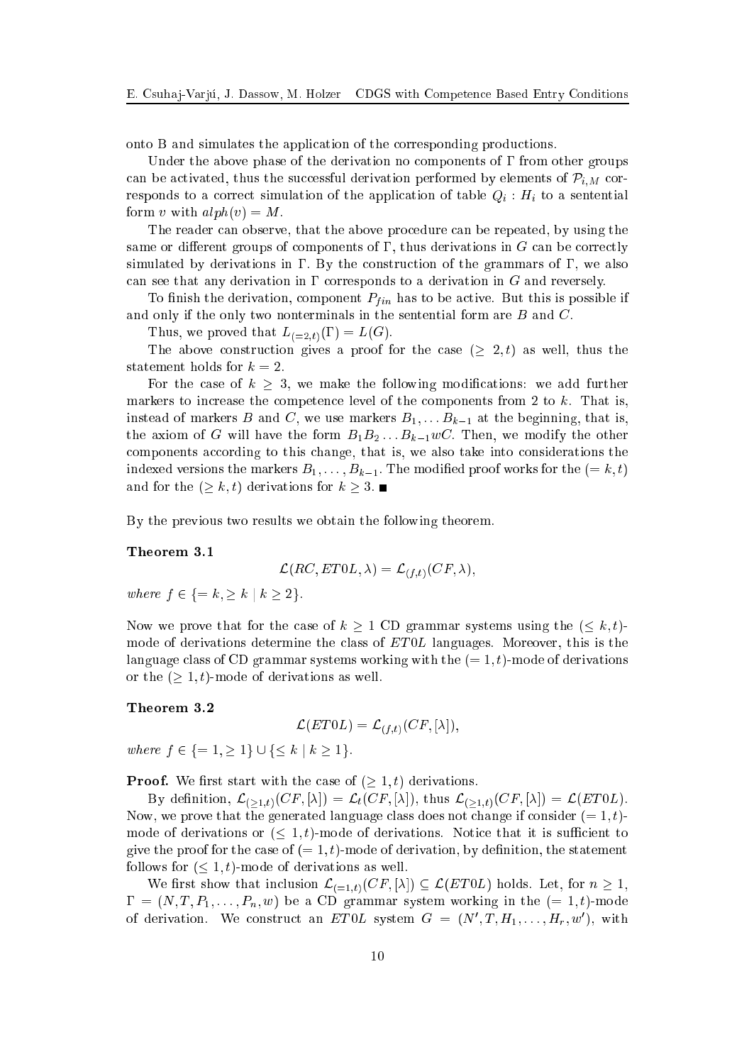onto B and simulates the application of the corresponding productions.

Under the above phase of the derivation no components of $\Gamma$ from other groups can be activated, thus the successful derivation performed by elements of $\mathcal{P}_{i,M}$ corresponds to a correct simulation of the application of table $Q_i : H_i$ to a sentential form $v$ with $alph(v) = M$.

The reader can observe, that the above procedure can be repeated, by using the same or different groups of components of $\Gamma$, thus derivations in $G$ can be correctly simulated by derivations in $\Gamma$. By the construction of the grammars of $\Gamma$, we also can see that any derivation in $\Gamma$ corresponds to a derivation in $G$ and reversely.

To finish the derivation, component $P_{fin}$ has to be active. But this is possible if and only if the only two nonterminals in the sentential form are $B$ and $C$.

Thus, we proved that $L_{(=2,t)}(\Gamma) = L(G)$.

The above construction gives a proof for the case $(\geq 2, t)$ as well, thus the statement holds for $k = 2$.

For the case of $k \geq 3$, we make the following modifications: we add further markers to increase the competence level of the components from 2 to $k$. That is, instead of markers $B$ and $C$, we use markers $B_1, \ldots B_{k-1}$ at the beginning, that is, the axiom of $G$ will have the form $B_1 B_2 \ldots B_{k-1} w C$. Then, we modify the other components according to this change, that is, we also take into considerations the indexed versions the markers $B_1, \ldots, B_{k-1}$. The modified proof works for the $(= k, t)$ and for the $(\geq k, t)$ derivations for $k \geq 3$. ∎

By the previous two results we obtain the following theorem.

**Theorem 3.1**

$$\mathcal{L}(RC, ET0L, \lambda) = \mathcal{L}_{(f,t)}(CF, \lambda),$$

*where* $f \in \{= k, \geq k \mid k \geq 2\}$.

Now we prove that for the case of $k \geq 1$ CD grammar systems using the $(\leq k, t)$-mode of derivations determine the class of $ET0L$ languages. Moreover, this is the language class of CD grammar systems working with the $(= 1, t)$-mode of derivations or the $(\geq 1, t)$-mode of derivations as well.

**Theorem 3.2**

$$\mathcal{L}(ET0L) = \mathcal{L}_{(f,t)}(CF, [\lambda]),$$

*where* $f \in \{= 1, \geq 1\} \cup \{\leq k \mid k \geq 1\}$.

**Proof.** We first start with the case of $(\geq 1, t)$ derivations.

By definition, $\mathcal{L}_{(\geq 1,t)}(CF, [\lambda]) = \mathcal{L}_t(CF, [\lambda])$, thus $\mathcal{L}_{(\geq 1,t)}(CF, [\lambda]) = \mathcal{L}(ET0L)$. Now, we prove that the generated language class does not change if consider $(= 1, t)$-mode of derivations or $(\leq 1, t)$-mode of derivations. Notice that it is sufficient to give the proof for the case of $(= 1, t)$-mode of derivation, by definition, the statement follows for $(\leq 1, t)$-mode of derivations as well.

We first show that inclusion $\mathcal{L}_{(=1,t)}(CF, [\lambda]) \subseteq \mathcal{L}(ET0L)$ holds. Let, for $n \geq 1$, $\Gamma = (N, T, P_1, \ldots, P_n, w)$ be a CD grammar system working in the $(= 1, t)$-mode of derivation. We construct an $ET0L$ system $G = (N', T, H_1, \ldots, H_r, w')$, with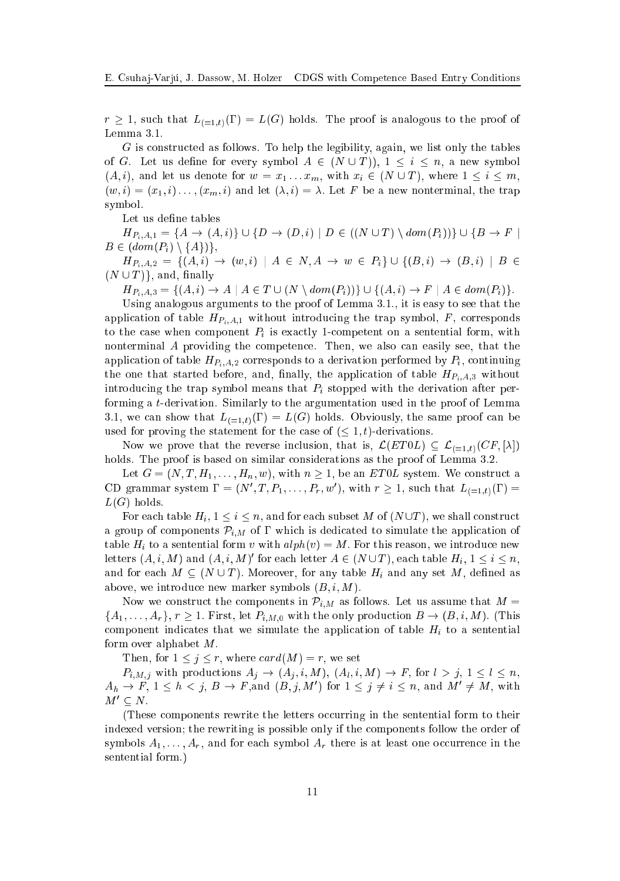$r \geq 1$, such that $L_{(=1,t)}(\Gamma) = L(G)$ holds. The proof is analogous to the proof of Lemma 3.1.

$G$ is constructed as follows. To help the legibility, again, we list only the tables of $G$. Let us define for every symbol $A \in (N \cup T))$, $1 \leq i \leq n$, a new symbol $(A, i)$, and let us denote for $w = x_1 \dots x_m$, with $x_i \in (N \cup T)$, where $1 \leq i \leq m$, $(w, i) = (x_1, i) \dots (x_m, i)$ and let $(\lambda, i) = \lambda$. Let $F$ be a new nonterminal, the trap symbol.

Let us define tables

$H_{P_i,A,1} = \{A \to (A,i)\} \cup \{D \to (D,i) \mid D \in ((N \cup T) \setminus dom(P_i))\} \cup \{B \to F \mid B \in (dom(P_i) \setminus \{A\})\}$,

$H_{P_i,A,2} = \{(A,i) \to (w,i) \mid A \in N, A \to w \in P_i\} \cup \{(B,i) \to (B,i) \mid B \in (N \cup T)\}$, and, finally

$H_{P_i,A,3} = \{(A,i) \to A \mid A \in T \cup (N \setminus dom(P_i))\} \cup \{(A,i) \to F \mid A \in dom(P_i)\}$.

Using analogous arguments to the proof of Lemma 3.1., it is easy to see that the application of table $H_{P_i,A,1}$ without introducing the trap symbol, $F$, corresponds to the case when component $P_i$ is exactly 1-competent on a sentential form, with nonterminal $A$ providing the competence. Then, we also can easily see, that the application of table $H_{P_i,A,2}$ corresponds to a derivation performed by $P_i$, continuing the one that started before, and, finally, the application of table $H_{P_i,A,3}$ without introducing the trap symbol means that $P_i$ stopped with the derivation after performing a $t$-derivation. Similarly to the argumentation used in the proof of Lemma 3.1, we can show that $L_{(=1,t)}(\Gamma) = L(G)$ holds. Obviously, the same proof can be used for proving the statement for the case of $(\leq 1, t)$-derivations.

Now we prove that the reverse inclusion, that is, $\mathcal{L}(ET0L) \subseteq \mathcal{L}_{(=1,t)}(CF, [\lambda])$ holds. The proof is based on similar considerations as the proof of Lemma 3.2.

Let $G = (N, T, H_1, \dots, H_n, w)$, with $n \geq 1$, be an $ET0L$ system. We construct a CD grammar system $\Gamma = (N', T, P_1, \dots, P_r, w')$, with $r \geq 1$, such that $L_{(=1,t)}(\Gamma) = L(G)$ holds.

For each table $H_i$, $1 \leq i \leq n$, and for each subset $M$ of $(N \cup T)$, we shall construct a group of components $\mathcal{P}_{i,M}$ of $\Gamma$ which is dedicated to simulate the application of table $H_i$ to a sentential form $v$ with $alph(v) = M$. For this reason, we introduce new letters $(A, i, M)$ and $(A, i, M)'$ for each letter $A \in (N \cup T)$, each table $H_i$, $1 \leq i \leq n$, and for each $M \subseteq (N \cup T)$. Moreover, for any table $H_i$ and any set $M$, defined as above, we introduce new marker symbols $(B, i, M)$.

Now we construct the components in $\mathcal{P}_{i,M}$ as follows. Let us assume that $M = \{A_1, \dots, A_r\}$, $r \geq 1$. First, let $P_{i,M,0}$ with the only production $B \to (B, i, M)$. (This component indicates that we simulate the application of table $H_i$ to a sentential form over alphabet $M$.

Then, for $1 \leq j \leq r$, where $card(M) = r$, we set

$P_{i,M,j}$ with productions $A_j \to (A_j, i, M)$, $(A_l, i, M) \to F$, for $l > j$, $1 \leq l \leq n$, $A_h \to F$, $1 \leq h < j$, $B \to F$,and $(B, j, M')$ for $1 \leq j \neq i \leq n$, and $M' \neq M$, with $M' \subseteq N$.

(These components rewrite the letters occurring in the sentential form to their indexed version; the rewriting is possible only if the components follow the order of symbols $A_1, \dots, A_r$, and for each symbol $A_r$ there is at least one occurrence in the sentential form.)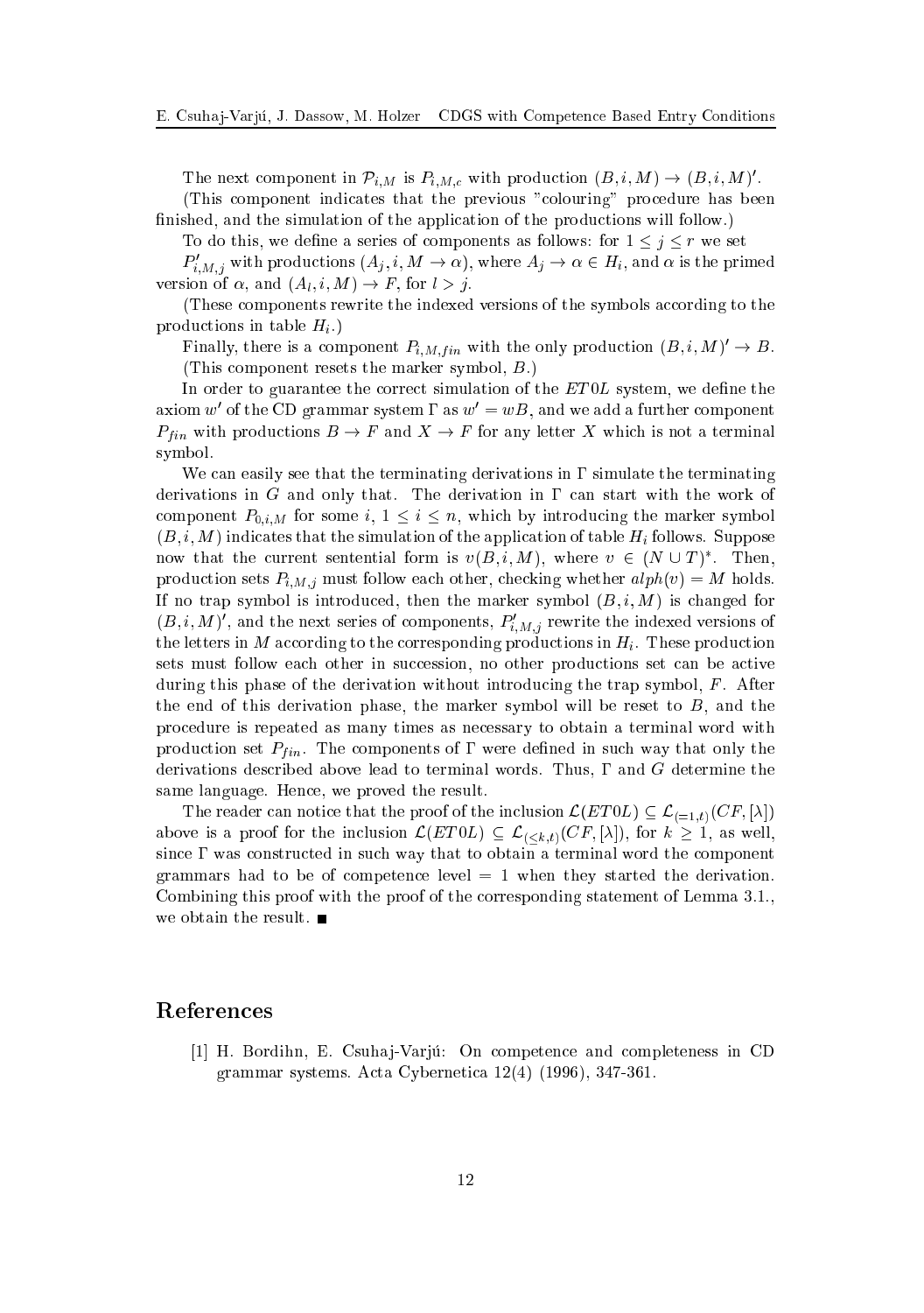The next component in $\mathcal{P}_{i,M}$ is $P_{i,M,c}$ with production $(B,i,M) \rightarrow (B,i,M)'$.

(This component indicates that the previous "colouring" procedure has been finished, and the simulation of the application of the productions will follow.)

To do this, we define a series of components as follows: for $1 \leq j \leq r$ we set

$P'_{i,M,j}$ with productions $(A_j, i, M \rightarrow \alpha)$, where $A_j \rightarrow \alpha \in H_i$, and $\alpha$ is the primed version of $\alpha$, and $(A_l, i, M) \rightarrow F$, for $l > j$.

(These components rewrite the indexed versions of the symbols according to the productions in table $H_i$.)

Finally, there is a component $P_{i,M,fin}$ with the only production $(B,i,M)' \rightarrow B$.

(This component resets the marker symbol, $B$.)

In order to guarantee the correct simulation of the $ET0L$ system, we define the axiom $w'$ of the CD grammar system $\Gamma$ as $w' = wB$, and we add a further component $P_{fin}$ with productions $B \rightarrow F$ and $X \rightarrow F$ for any letter $X$ which is not a terminal symbol.

We can easily see that the terminating derivations in $\Gamma$ simulate the terminating derivations in $G$ and only that. The derivation in $\Gamma$ can start with the work of component $P_{0,i,M}$ for some $i$, $1 \leq i \leq n$, which by introducing the marker symbol $(B,i,M)$ indicates that the simulation of the application of table $H_i$ follows. Suppose now that the current sentential form is $v(B,i,M)$, where $v \in (N \cup T)^*$. Then, production sets $P_{i,M,j}$ must follow each other, checking whether $alph(v) = M$ holds. If no trap symbol is introduced, then the marker symbol $(B,i,M)$ is changed for $(B,i,M)'$, and the next series of components, $P'_{i,M,j}$ rewrite the indexed versions of the letters in $M$ according to the corresponding productions in $H_i$. These production sets must follow each other in succession, no other productions set can be active during this phase of the derivation without introducing the trap symbol, $F$. After the end of this derivation phase, the marker symbol will be reset to $B$, and the procedure is repeated as many times as necessary to obtain a terminal word with production set $P_{fin}$. The components of $\Gamma$ were defined in such way that only the derivations described above lead to terminal words. Thus, $\Gamma$ and $G$ determine the same language. Hence, we proved the result.

The reader can notice that the proof of the inclusion $\mathcal{L}(ET0L) \subseteq \mathcal{L}_{(=1,t)}(CF,[\lambda])$ above is a proof for the inclusion $\mathcal{L}(ET0L) \subseteq \mathcal{L}_{(\leq k,t)}(CF,[\lambda])$, for $k \geq 1$, as well, since $\Gamma$ was constructed in such way that to obtain a terminal word the component grammars had to be of competence level $= 1$ when they started the derivation. Combining this proof with the proof of the corresponding statement of Lemma 3.1., we obtain the result. ∎

# References

[1] H. Bordihn, E. Csuhaj-Varjú: On competence and completeness in CD grammar systems. Acta Cybernetica 12(4) (1996), 347-361.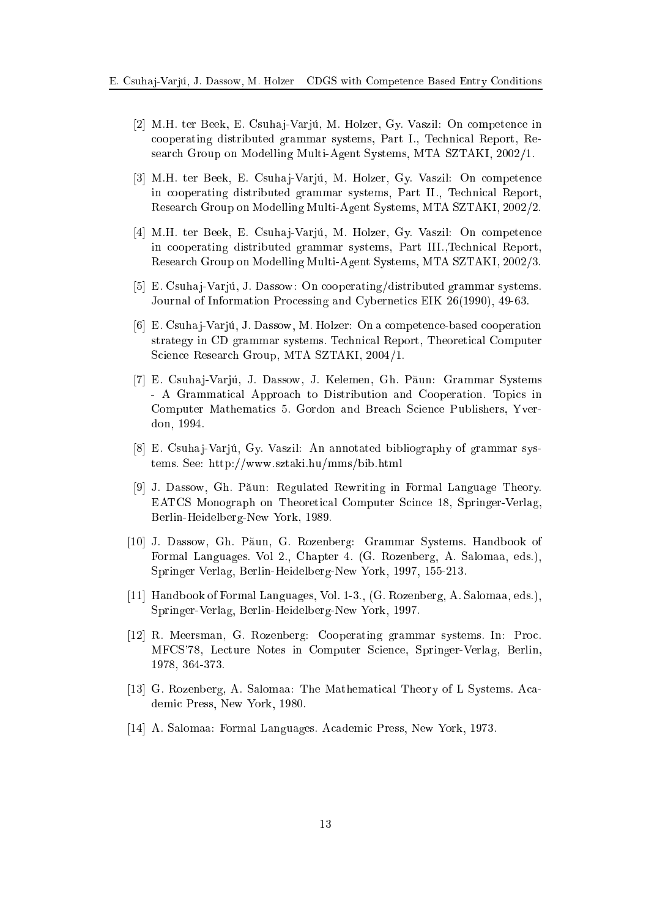[2] M.H. ter Beek, E. Csuhaj-Varjú, M. Holzer, Gy. Vaszil: On competence in cooperating distributed grammar systems, Part I., Technical Report, Research Group on Modelling Multi-Agent Systems, MTA SZTAKI, 2002/1.

[3] M.H. ter Beek, E. Csuhaj-Varjú, M. Holzer, Gy. Vaszil: On competence in cooperating distributed grammar systems, Part II., Technical Report, Research Group on Modelling Multi-Agent Systems, MTA SZTAKI, 2002/2.

[4] M.H. ter Beek, E. Csuhaj-Varjú, M. Holzer, Gy. Vaszil: On competence in cooperating distributed grammar systems, Part III.,Technical Report, Research Group on Modelling Multi-Agent Systems, MTA SZTAKI, 2002/3.

[5] E. Csuhaj-Varjú, J. Dassow: On cooperating/distributed grammar systems. Journal of Information Processing and Cybernetics EIK 26(1990), 49-63.

[6] E. Csuhaj-Varjú, J. Dassow, M. Holzer: On a competence-based cooperation strategy in CD grammar systems. Technical Report, Theoretical Computer Science Research Group, MTA SZTAKI, 2004/1.

[7] E. Csuhaj-Varjú, J. Dassow, J. Kelemen, Gh. Păun: Grammar Systems - A Grammatical Approach to Distribution and Cooperation. Topics in Computer Mathematics 5. Gordon and Breach Science Publishers, Yverdon, 1994.

[8] E. Csuhaj-Varjú, Gy. Vaszil: An annotated bibliography of grammar systems. See: http://www.sztaki.hu/mms/bib.html

[9] J. Dassow, Gh. Păun: Regulated Rewriting in Formal Language Theory. EATCS Monograph on Theoretical Computer Scince 18, Springer-Verlag, Berlin-Heidelberg-New York, 1989.

[10] J. Dassow, Gh. Păun, G. Rozenberg: Grammar Systems. Handbook of Formal Languages. Vol 2., Chapter 4. (G. Rozenberg, A. Salomaa, eds.), Springer Verlag, Berlin-Heidelberg-New York, 1997, 155-213.

[11] Handbook of Formal Languages, Vol. 1-3., (G. Rozenberg, A. Salomaa, eds.), Springer-Verlag, Berlin-Heidelberg-New York, 1997.

[12] R. Meersman, G. Rozenberg: Cooperating grammar systems. In: Proc. MFCS'78, Lecture Notes in Computer Science, Springer-Verlag, Berlin, 1978, 364-373.

[13] G. Rozenberg, A. Salomaa: The Mathematical Theory of L Systems. Academic Press, New York, 1980.

[14] A. Salomaa: Formal Languages. Academic Press, New York, 1973.